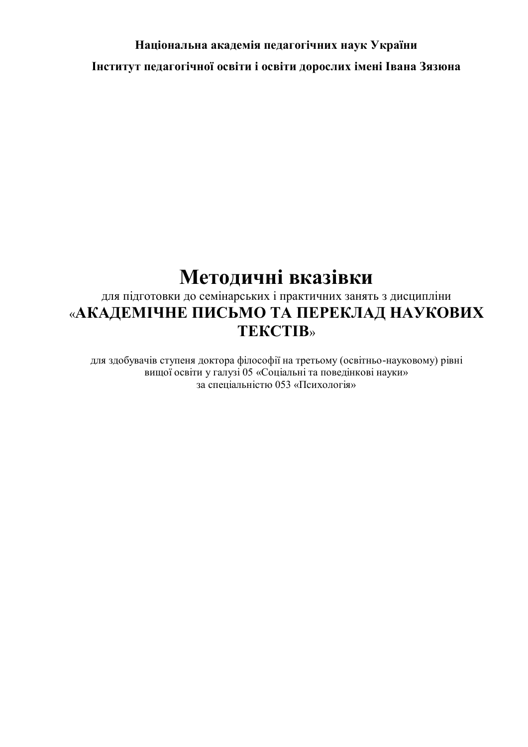**Національна академія педагогічних наук України**

**Інститут педагогічної освіти і освіти дорослих імені Івана Зязюна**

# Методичні вказівки

для підготовки до семінарських і практичних занять з дисципліни

## «АКАДЕМІЧНЕ ПИСЬМО ТА ПЕРЕКЛАД НАУКОВИХ ТЕКСТІВ»

для здобувачів ступеня доктора філософії на третьому (освітньо-науковому) рівні вищої освіти у галузі 05 «Соціальні та поведінкові науки» за спеціальністю 053 «Психологія»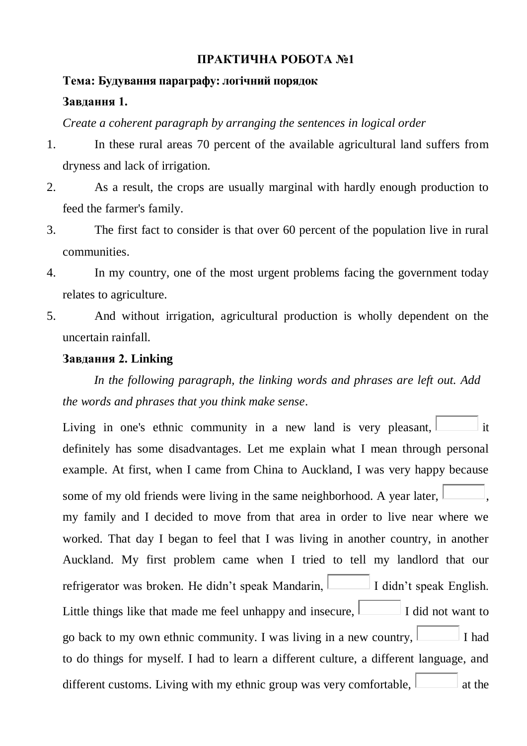**ПРАКТИЧНА РОБОТА №1**

**Тема: Будування параграфу: логічний порядок**

**Завдання 1.**

*Create a coherent paragraph by arranging the sentences in logical order*

1. In these rural areas 70 percent of the available agricultural land suffers from dryness and lack of irrigation.
2. As a result, the crops are usually marginal with hardly enough production to feed the farmer's family.
3. The first fact to consider is that over 60 percent of the population live in rural communities.
4. In my country, one of the most urgent problems facing the government today relates to agriculture.
5. And without irrigation, agricultural production is wholly dependent on the uncertain rainfall.

**Завдання 2. Linking**

*In the following paragraph, the linking words and phrases are left out. Add the words and phrases that you think make sense*.

Living in one's ethnic community in a new land is very pleasant, \_\_\_\_\_\_ it definitely has some disadvantages. Let me explain what I mean through personal example. At first, when I came from China to Auckland, I was very happy because some of my old friends were living in the same neighborhood. A year later, \_\_\_\_\_\_, my family and I decided to move from that area in order to live near where we worked. That day I began to feel that I was living in another country, in another Auckland. My first problem came when I tried to tell my landlord that our refrigerator was broken. He didn't speak Mandarin, \_\_\_\_\_\_ I didn't speak English. Little things like that made me feel unhappy and insecure, \_\_\_\_\_\_ I did not want to go back to my own ethnic community. I was living in a new country, \_\_\_\_\_\_ I had to do things for myself. I had to learn a different culture, a different language, and different customs. Living with my ethnic group was very comfortable, \_\_\_\_\_\_ at the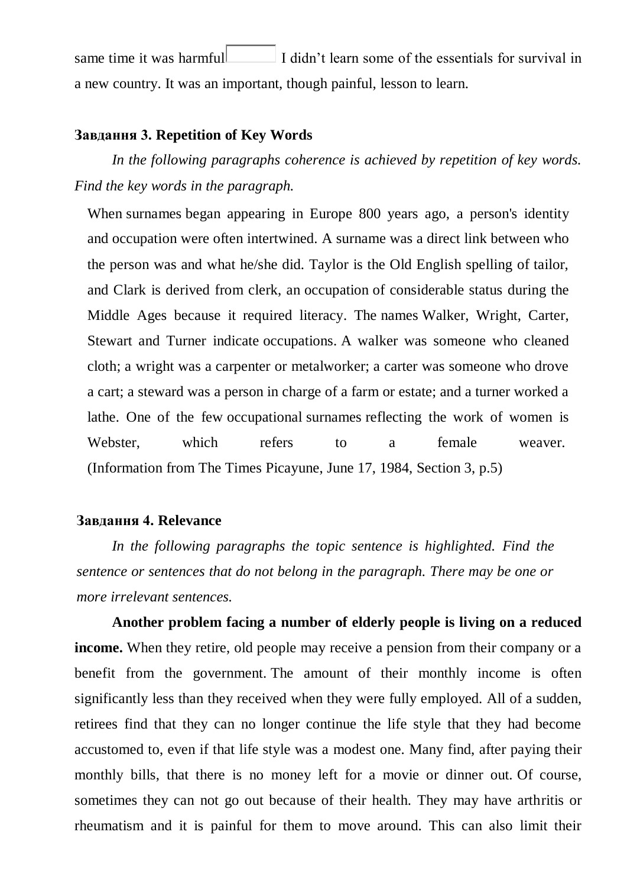same time it was harmful I didn't learn some of the essentials for survival in a new country. It was an important, though painful, lesson to learn.

**Завдання 3. Repetition of Key Words**

*In the following paragraphs coherence is achieved by repetition of key words. Find the key words in the paragraph.*

When surnames began appearing in Europe 800 years ago, a person's identity and occupation were often intertwined. A surname was a direct link between who the person was and what he/she did. Taylor is the Old English spelling of tailor, and Clark is derived from clerk, an occupation of considerable status during the Middle Ages because it required literacy. The names Walker, Wright, Carter, Stewart and Turner indicate occupations. A walker was someone who cleaned cloth; a wright was a carpenter or metalworker; a carter was someone who drove a cart; a steward was a person in charge of a farm or estate; and a turner worked a lathe. One of the few occupational surnames reflecting the work of women is Webster, which refers to a female weaver. (Information from The Times Picayune, June 17, 1984, Section 3, p.5)

**Завдання 4. Relevance**

*In the following paragraphs the topic sentence is highlighted. Find the sentence or sentences that do not belong in the paragraph. There may be one or more irrelevant sentences.*

**Another problem facing a number of elderly people is living on a reduced income.** When they retire, old people may receive a pension from their company or a benefit from the government. The amount of their monthly income is often significantly less than they received when they were fully employed. All of a sudden, retirees find that they can no longer continue the life style that they had become accustomed to, even if that life style was a modest one. Many find, after paying their monthly bills, that there is no money left for a movie or dinner out. Of course, sometimes they can not go out because of their health. They may have arthritis or rheumatism and it is painful for them to move around. This can also limit their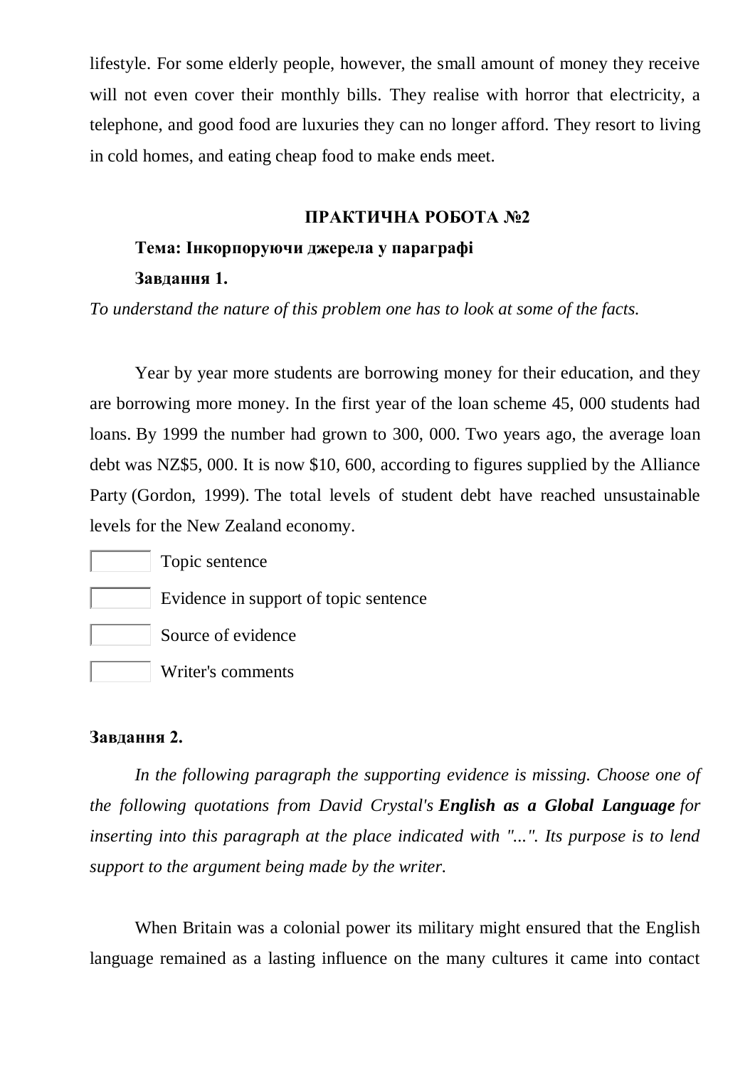lifestyle. For some elderly people, however, the small amount of money they receive will not even cover their monthly bills. They realise with horror that electricity, a telephone, and good food are luxuries they can no longer afford. They resort to living in cold homes, and eating cheap food to make ends meet.

## ПРАКТИЧНА РОБОТА №2

**Тема: Інкорпоруючи джерела у параграфі**

**Завдання 1.**

*To understand the nature of this problem one has to look at some of the facts.*

Year by year more students are borrowing money for their education, and they are borrowing more money. In the first year of the loan scheme 45, 000 students had loans. By 1999 the number had grown to 300, 000. Two years ago, the average loan debt was NZ$5, 000. It is now $10, 600, according to figures supplied by the Alliance Party (Gordon, 1999). The total levels of student debt have reached unsustainable levels for the New Zealand economy.

- [ ] Topic sentence
- [ ] Evidence in support of topic sentence
- [ ] Source of evidence
- [ ] Writer's comments

**Завдання 2.**

*In the following paragraph the supporting evidence is missing. Choose one of the following quotations from David Crystal's* ***English as a Global Language*** *for inserting into this paragraph at the place indicated with "...". Its purpose is to lend support to the argument being made by the writer.*

When Britain was a colonial power its military might ensured that the English language remained as a lasting influence on the many cultures it came into contact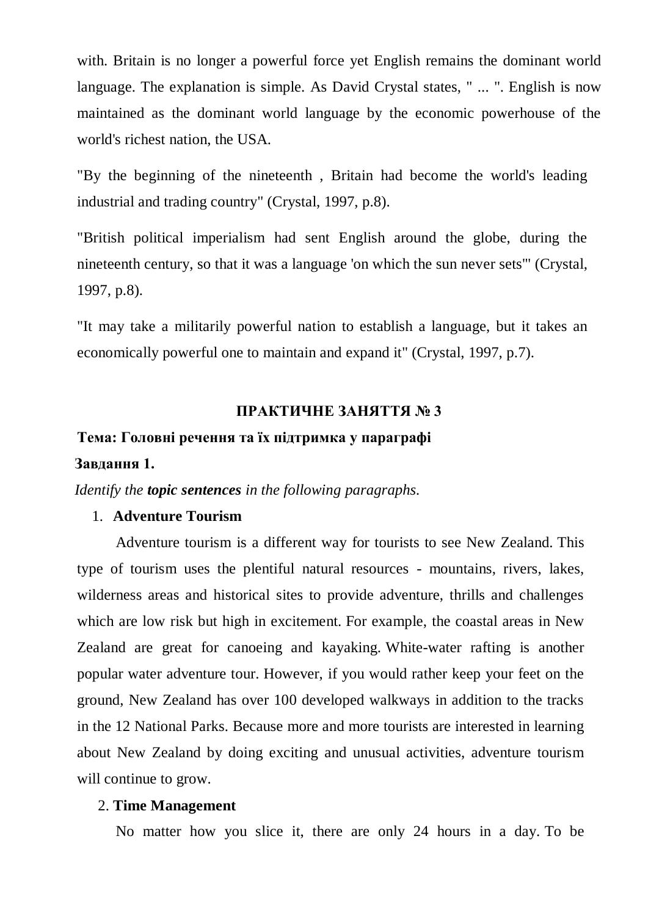with. Britain is no longer a powerful force yet English remains the dominant world language. The explanation is simple. As David Crystal states, " ... ". English is now maintained as the dominant world language by the economic powerhouse of the world's richest nation, the USA.

"By the beginning of the nineteenth , Britain had become the world's leading industrial and trading country" (Crystal, 1997, p.8).

"British political imperialism had sent English around the globe, during the nineteenth century, so that it was a language 'on which the sun never sets'" (Crystal, 1997, p.8).

"It may take a militarily powerful nation to establish a language, but it takes an economically powerful one to maintain and expand it" (Crystal, 1997, p.7).

## ПРАКТИЧНЕ ЗАНЯТТЯ № 3

**Тема: Головні речення та їх підтримка у параграфі**

**Завдання 1.**

*Identify the* ***topic sentences*** *in the following paragraphs.*

1. **Adventure Tourism**

Adventure tourism is a different way for tourists to see New Zealand. This type of tourism uses the plentiful natural resources - mountains, rivers, lakes, wilderness areas and historical sites to provide adventure, thrills and challenges which are low risk but high in excitement. For example, the coastal areas in New Zealand are great for canoeing and kayaking. White-water rafting is another popular water adventure tour. However, if you would rather keep your feet on the ground, New Zealand has over 100 developed walkways in addition to the tracks in the 12 National Parks. Because more and more tourists are interested in learning about New Zealand by doing exciting and unusual activities, adventure tourism will continue to grow.

2. **Time Management**

No matter how you slice it, there are only 24 hours in a day. To be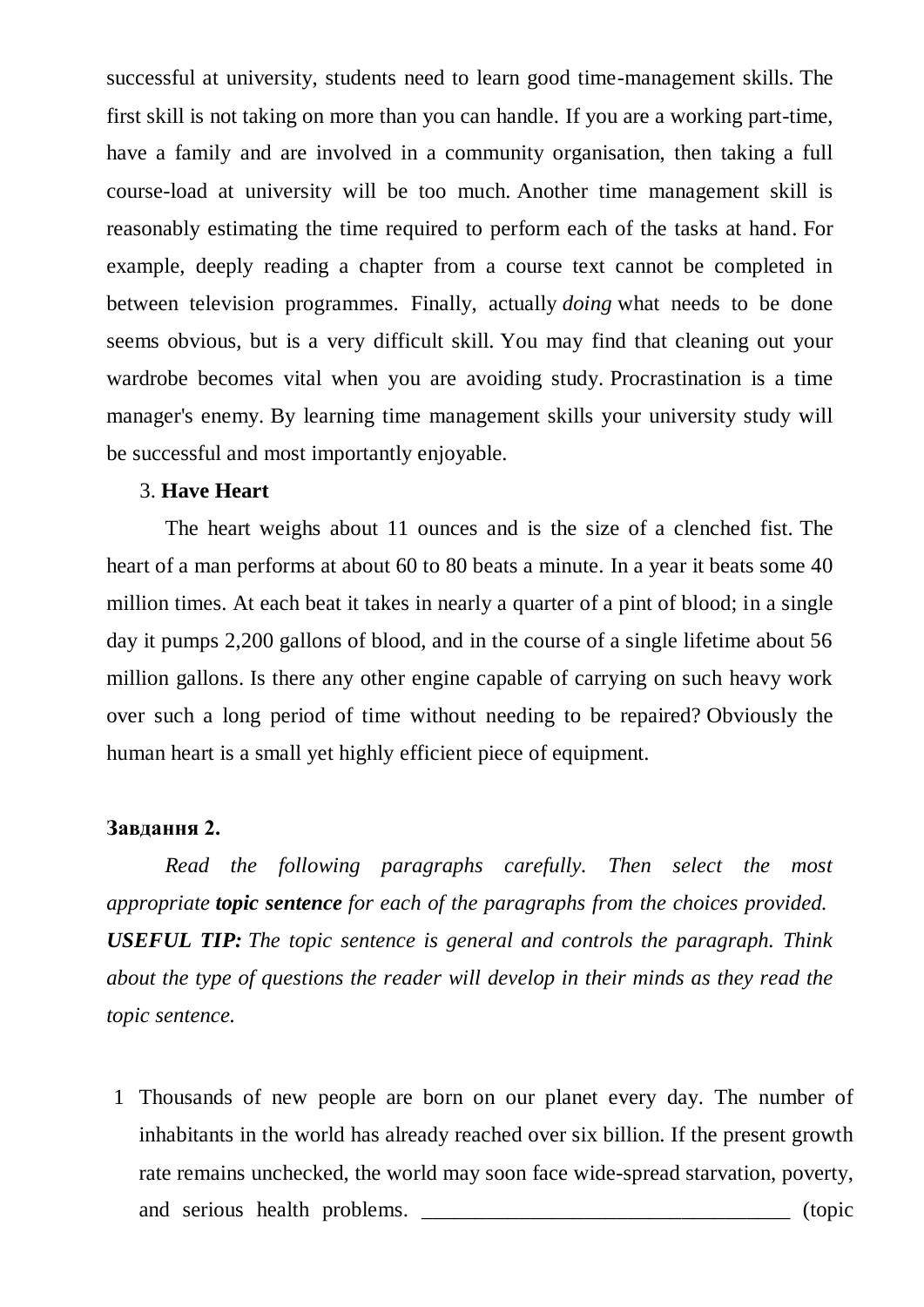successful at university, students need to learn good time-management skills. The first skill is not taking on more than you can handle. If you are a working part-time, have a family and are involved in a community organisation, then taking a full course-load at university will be too much. Another time management skill is reasonably estimating the time required to perform each of the tasks at hand. For example, deeply reading a chapter from a course text cannot be completed in between television programmes. Finally, actually *doing* what needs to be done seems obvious, but is a very difficult skill. You may find that cleaning out your wardrobe becomes vital when you are avoiding study. Procrastination is a time manager's enemy. By learning time management skills your university study will be successful and most importantly enjoyable.

3. **Have Heart**

The heart weighs about 11 ounces and is the size of a clenched fist. The heart of a man performs at about 60 to 80 beats a minute. In a year it beats some 40 million times. At each beat it takes in nearly a quarter of a pint of blood; in a single day it pumps 2,200 gallons of blood, and in the course of a single lifetime about 56 million gallons. Is there any other engine capable of carrying on such heavy work over such a long period of time without needing to be repaired? Obviously the human heart is a small yet highly efficient piece of equipment.

**Завдання 2.**

*Read the following paragraphs carefully. Then select the most appropriate **topic sentence** for each of the paragraphs from the choices provided.*
***USEFUL TIP:** The topic sentence is general and controls the paragraph. Think about the type of questions the reader will develop in their minds as they read the topic sentence.*

1 Thousands of new people are born on our planet every day. The number of inhabitants in the world has already reached over six billion. If the present growth rate remains unchecked, the world may soon face wide-spread starvation, poverty, and serious health problems. _________________________________ (topic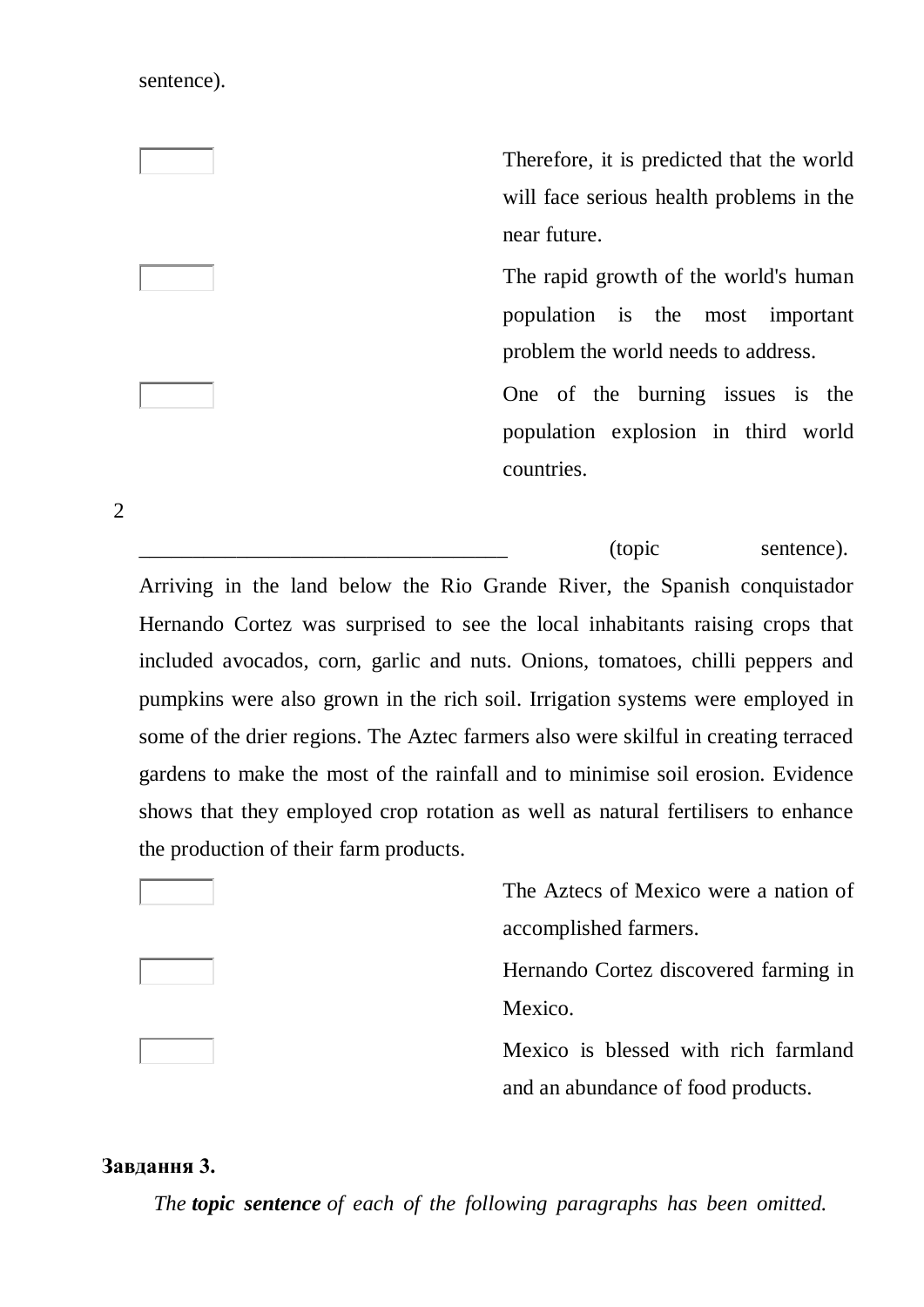sentence).

| | |
|---|---|
| ☐ | Therefore, it is predicted that the world will face serious health problems in the near future. |
| ☐ | The rapid growth of the world's human population is the most important problem the world needs to address. |
| ☐ | One of the burning issues is the population explosion in third world countries. |

2

_________________________________ (topic sentence). Arriving in the land below the Rio Grande River, the Spanish conquistador Hernando Cortez was surprised to see the local inhabitants raising crops that included avocados, corn, garlic and nuts. Onions, tomatoes, chilli peppers and pumpkins were also grown in the rich soil. Irrigation systems were employed in some of the drier regions. The Aztec farmers also were skilful in creating terraced gardens to make the most of the rainfall and to minimise soil erosion. Evidence shows that they employed crop rotation as well as natural fertilisers to enhance the production of their farm products.

| | |
|---|---|
| ☐ | The Aztecs of Mexico were a nation of accomplished farmers. |
| ☐ | Hernando Cortez discovered farming in Mexico. |
| ☐ | Mexico is blessed with rich farmland and an abundance of food products. |

**Завдання 3.**

*The* ***topic sentence*** *of each of the following paragraphs has been omitted.*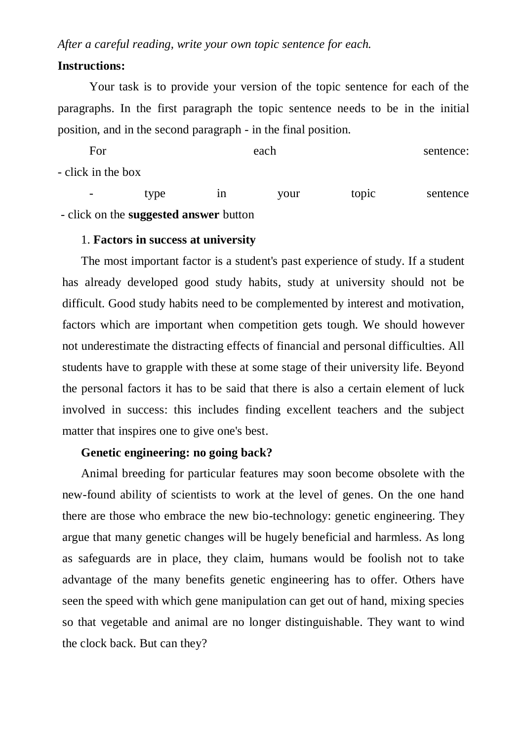*After a careful reading, write your own topic sentence for each.*

**Instructions:**

Your task is to provide your version of the topic sentence for each of the paragraphs. In the first paragraph the topic sentence needs to be in the initial position, and in the second paragraph - in the final position.

For each sentence:
- click in the box
- type in your topic sentence
- click on the **suggested answer** button

1. **Factors in success at university**

The most important factor is a student's past experience of study. If a student has already developed good study habits, study at university should not be difficult. Good study habits need to be complemented by interest and motivation, factors which are important when competition gets tough. We should however not underestimate the distracting effects of financial and personal difficulties. All students have to grapple with these at some stage of their university life. Beyond the personal factors it has to be said that there is also a certain element of luck involved in success: this includes finding excellent teachers and the subject matter that inspires one to give one's best.

**Genetic engineering: no going back?**

Animal breeding for particular features may soon become obsolete with the new-found ability of scientists to work at the level of genes. On the one hand there are those who embrace the new bio-technology: genetic engineering. They argue that many genetic changes will be hugely beneficial and harmless. As long as safeguards are in place, they claim, humans would be foolish not to take advantage of the many benefits genetic engineering has to offer. Others have seen the speed with which gene manipulation can get out of hand, mixing species so that vegetable and animal are no longer distinguishable. They want to wind the clock back. But can they?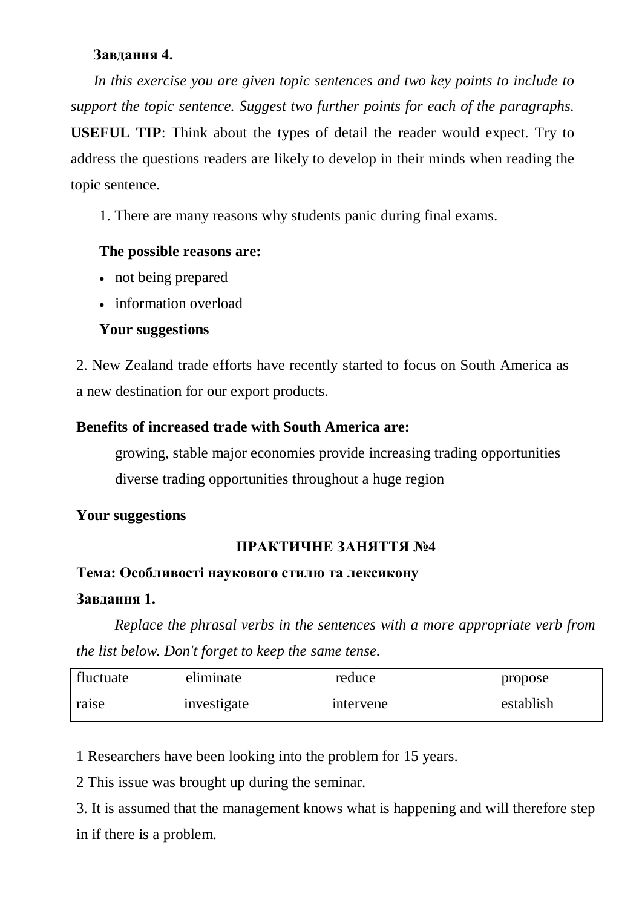**Завдання 4.**

*In this exercise you are given topic sentences and two key points to include to support the topic sentence. Suggest two further points for each of the paragraphs.*
**USEFUL TIP**: Think about the types of detail the reader would expect. Try to address the questions readers are likely to develop in their minds when reading the topic sentence.

1. There are many reasons why students panic during final exams.

**The possible reasons are:**

- not being prepared
- information overload

**Your suggestions**

2. New Zealand trade efforts have recently started to focus on South America as a new destination for our export products.

**Benefits of increased trade with South America are:**

growing, stable major economies provide increasing trading opportunities
diverse trading opportunities throughout a huge region

**Your suggestions**

**ПРАКТИЧНЕ ЗАНЯТТЯ №4**

**Тема: Особливості наукового стилю та лексикону**

**Завдання 1.**

*Replace the phrasal verbs in the sentences with a more appropriate verb from the list below. Don't forget to keep the same tense.*

| | | | |
|---|---|---|---|
| fluctuate | eliminate | reduce | propose |
| raise | investigate | intervene | establish |

1 Researchers have been looking into the problem for 15 years.

2 This issue was brought up during the seminar.

3. It is assumed that the management knows what is happening and will therefore step in if there is a problem.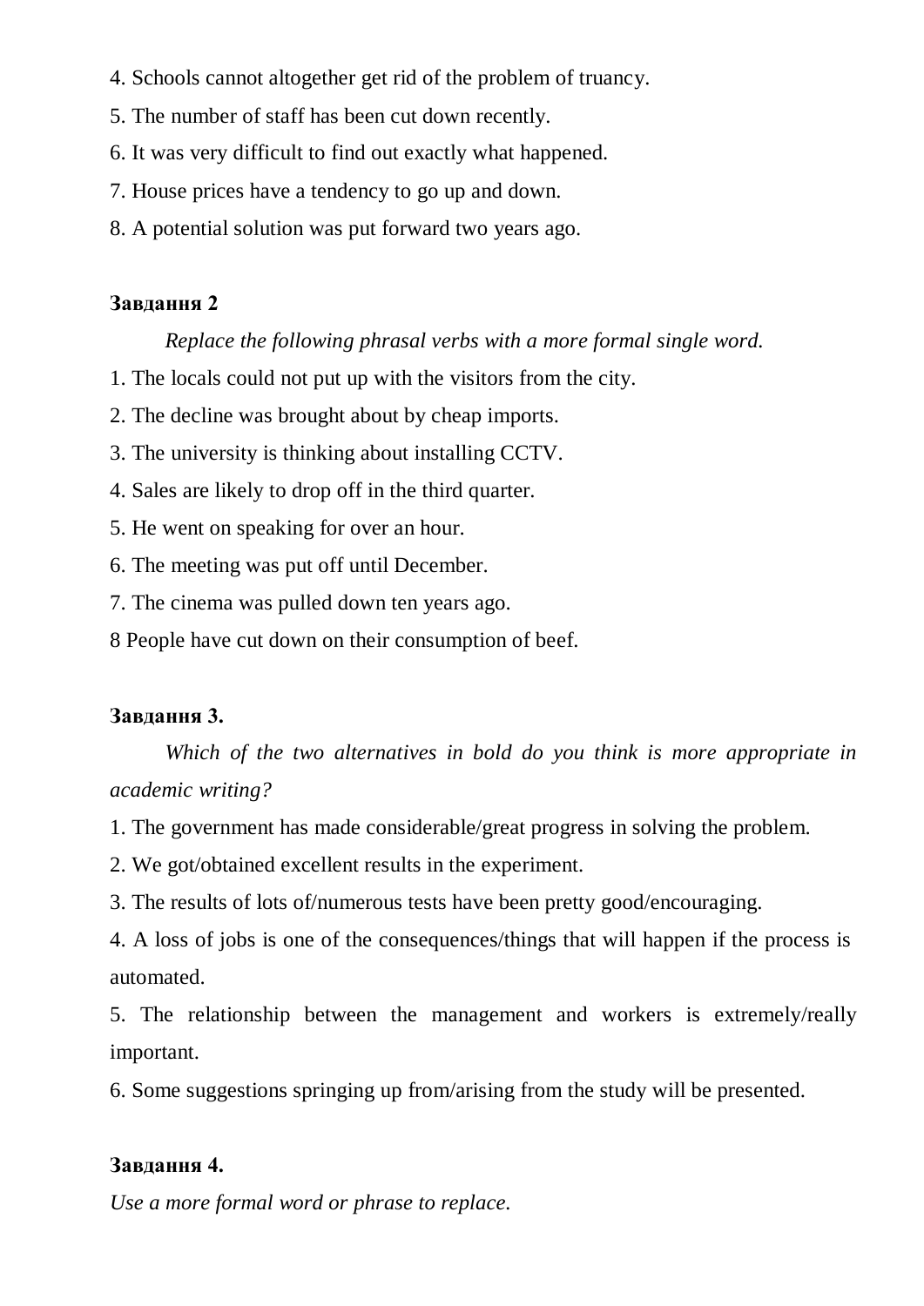4. Schools cannot altogether get rid of the problem of truancy.

5. The number of staff has been cut down recently.

6. It was very difficult to find out exactly what happened.

7. House prices have a tendency to go up and down.

8. A potential solution was put forward two years ago.

**Завдання 2**

*Replace the following phrasal verbs with a more formal single word.*

1. The locals could not put up with the visitors from the city.

2. The decline was brought about by cheap imports.

3. The university is thinking about installing CCTV.

4. Sales are likely to drop off in the third quarter.

5. He went on speaking for over an hour.

6. The meeting was put off until December.

7. The cinema was pulled down ten years ago.

8 People have cut down on their consumption of beef.

**Завдання 3.**

*Which of the two alternatives in bold do you think is more appropriate in academic writing?*

1. The government has made considerable/great progress in solving the problem.

2. We got/obtained excellent results in the experiment.

3. The results of lots of/numerous tests have been pretty good/encouraging.

4. A loss of jobs is one of the consequences/things that will happen if the process is automated.

5. The relationship between the management and workers is extremely/really important.

6. Some suggestions springing up from/arising from the study will be presented.

**Завдання 4.**

*Use a more formal word or phrase to replace.*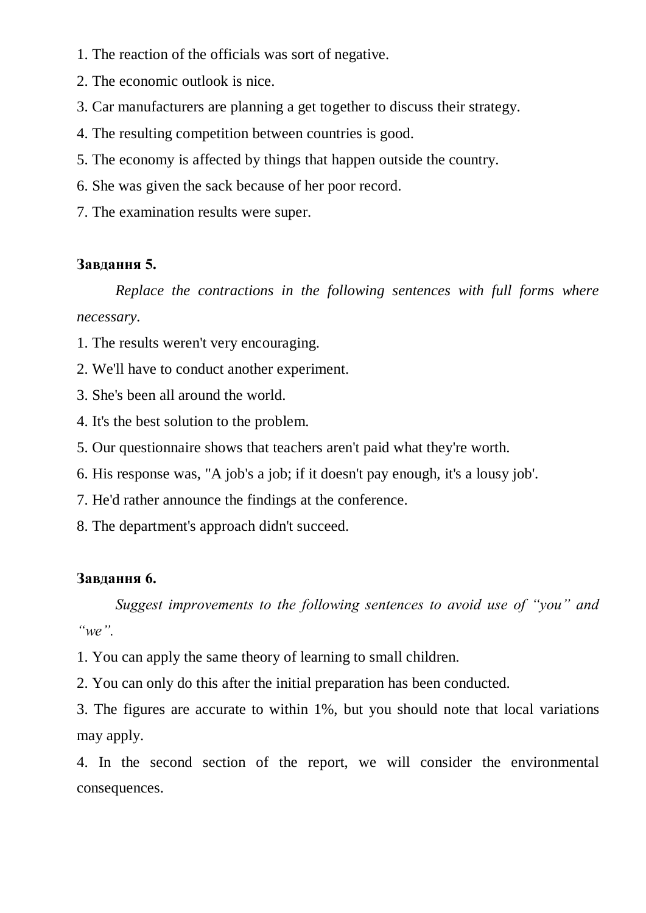1. The reaction of the officials was sort of negative.
2. The economic outlook is nice.
3. Car manufacturers are planning a get together to discuss their strategy.
4. The resulting competition between countries is good.
5. The economy is affected by things that happen outside the country.
6. She was given the sack because of her poor record.
7. The examination results were super.

**Завдання 5.**

*Replace the contractions in the following sentences with full forms where necessary.*

1. The results weren't very encouraging.
2. We'll have to conduct another experiment.
3. She's been all around the world.
4. It's the best solution to the problem.
5. Our questionnaire shows that teachers aren't paid what they're worth.
6. His response was, "A job's a job; if it doesn't pay enough, it's a lousy job'.
7. He'd rather announce the findings at the conference.
8. The department's approach didn't succeed.

**Завдання 6.**

*Suggest improvements to the following sentences to avoid use of "you" and "we".*

1. You can apply the same theory of learning to small children.
2. You can only do this after the initial preparation has been conducted.
3. The figures are accurate to within 1%, but you should note that local variations may apply.
4. In the second section of the report, we will consider the environmental consequences.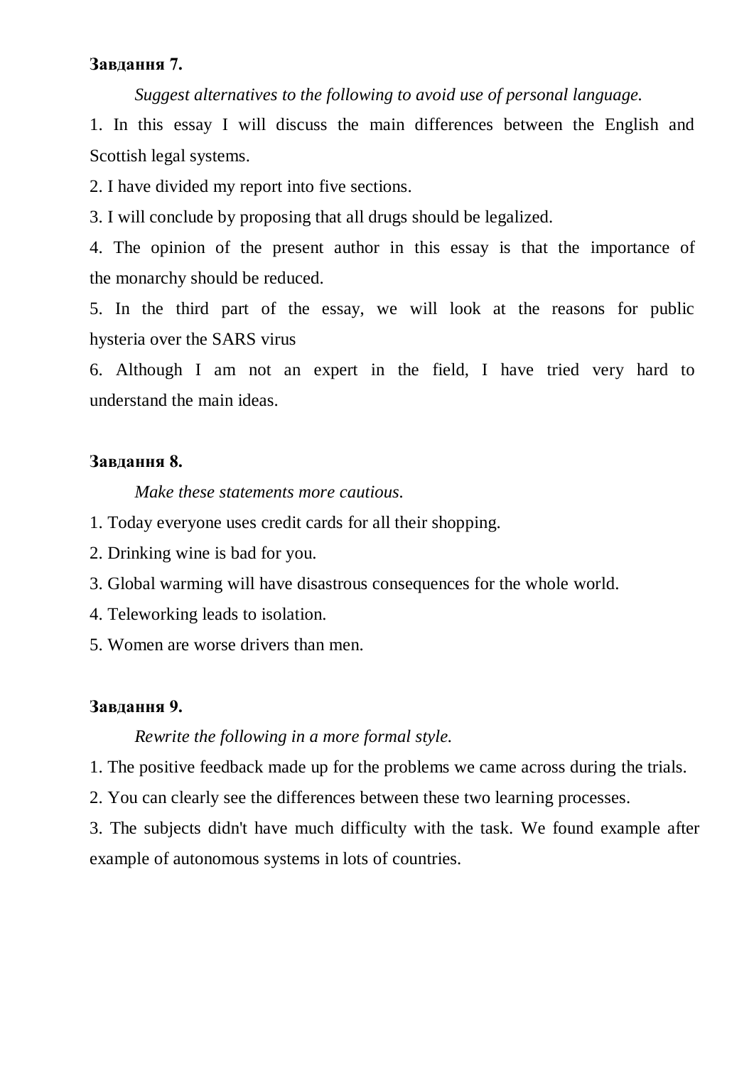**Завдання 7.**

*Suggest alternatives to the following to avoid use of personal language.*

1. In this essay I will discuss the main differences between the English and Scottish legal systems.
2. I have divided my report into five sections.
3. I will conclude by proposing that all drugs should be legalized.
4. The opinion of the present author in this essay is that the importance of the monarchy should be reduced.
5. In the third part of the essay, we will look at the reasons for public hysteria over the SARS virus
6. Although I am not an expert in the field, I have tried very hard to understand the main ideas.

**Завдання 8.**

*Make these statements more cautious.*

1. Today everyone uses credit cards for all their shopping.
2. Drinking wine is bad for you.
3. Global warming will have disastrous consequences for the whole world.
4. Teleworking leads to isolation.
5. Women are worse drivers than men.

**Завдання 9.**

*Rewrite the following in a more formal style.*

1. The positive feedback made up for the problems we came across during the trials.
2. You can clearly see the differences between these two learning processes.
3. The subjects didn't have much difficulty with the task. We found example after example of autonomous systems in lots of countries.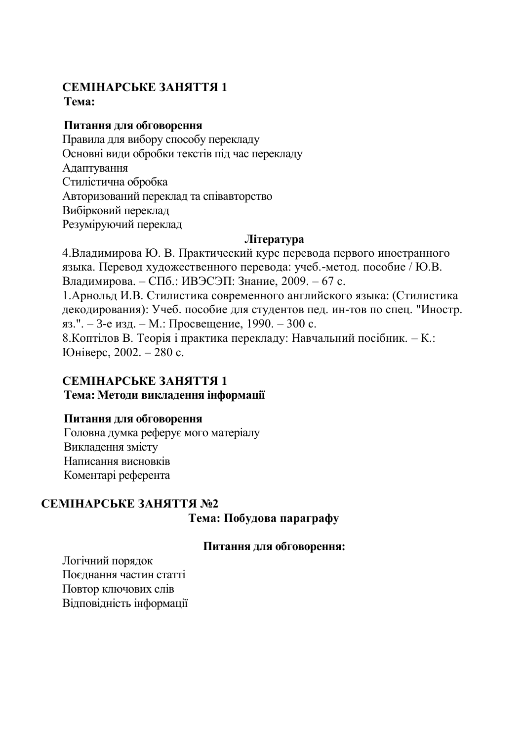## СЕМІНАРСЬКЕ ЗАНЯТТЯ 1

**Тема:**

**Питання для обговорення**

Правила для вибору способу перекладу
Основні види обробки текстів під час перекладу
Адаптування
Стилістична обробка
Авторизований переклад та співавторство
Вибірковий переклад
Резюміруючий переклад

**Література**

4.Владимирова Ю. В. Практический курс перевода первого иностранного языка. Перевод художественного перевода: учеб.-метод. пособие / Ю.В. Владимирова. – СПб.: ИВЭСЭП: Знание, 2009. – 67 с.
1.Арнольд И.В. Стилистика современного английского языка: (Стилистика декодирования): Учеб. пособие для студентов пед. ин-тов по спец. "Иностр. яз.". – 3-е изд. – М.: Просвещение, 1990. – 300 с.
8.Коптілов В. Теорія і практика перекладу: Навчальний посібник. – К.: Юніверс, 2002. – 280 с.

## СЕМІНАРСЬКЕ ЗАНЯТТЯ 1

**Тема: Методи викладення інформації**

**Питання для обговорення**

Головна думка реферує мого матеріалу
Викладення змісту
Написання висновків
Коментарі референта

## СЕМІНАРСЬКЕ ЗАНЯТТЯ №2

**Тема: Побудова параграфу**

**Питання для обговорення:**

Логічний порядок
Поєднання частин статті
Повтор ключових слів
Відповідність інформації